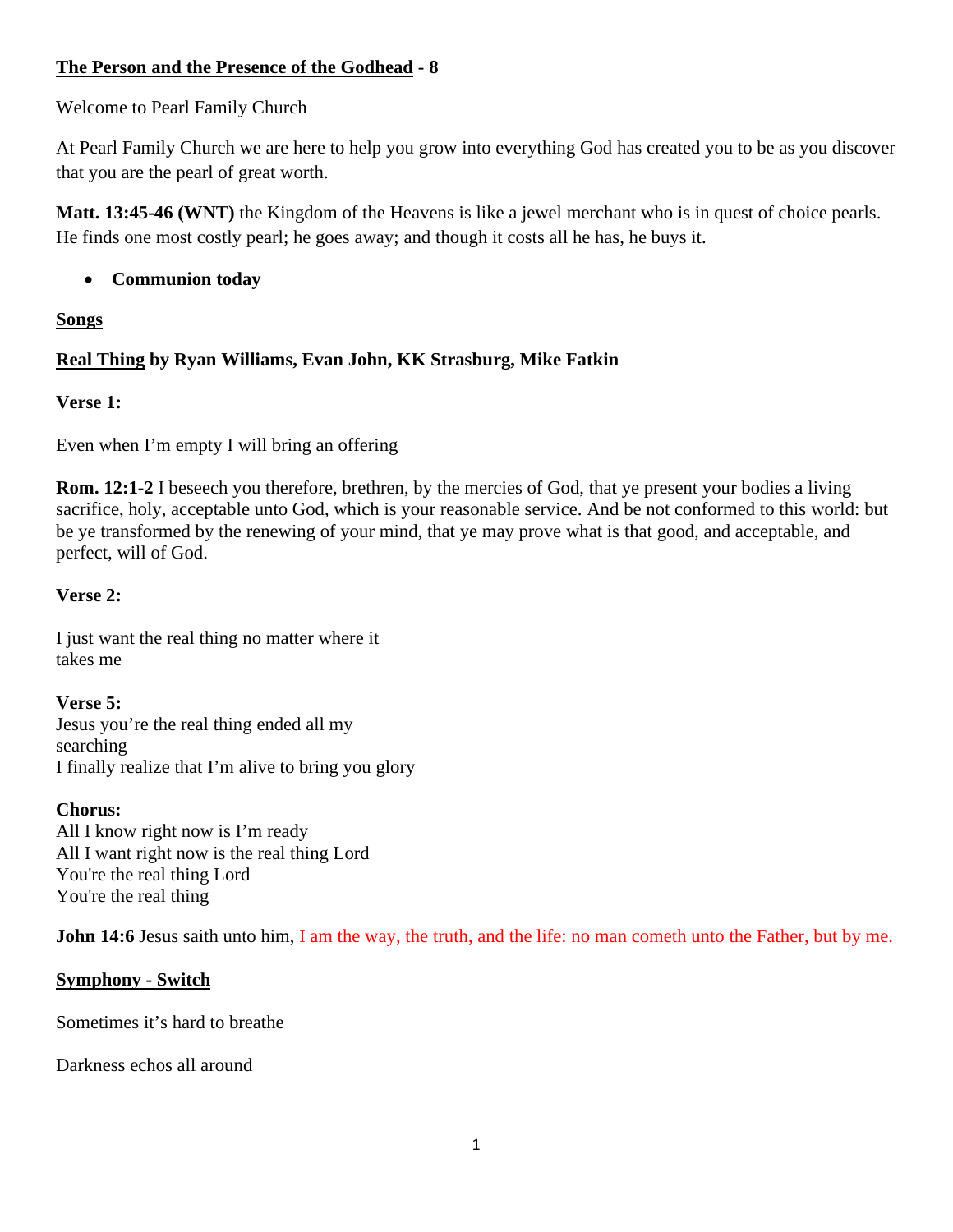**<u>The Person and the Presence of the Godhead</u> - 8**

Welcome to Pearl Family Church

At Pearl Family Church we are here to help you grow into everything God has created you to be as you discover that you are the pearl of great worth.

**Matt. 13:45-46 (WNT)** the Kingdom of the Heavens is like a jewel merchant who is in quest of choice pearls. He finds one most costly pearl; he goes away; and though it costs all he has, he buys it.

- **Communion today**

**<u>Songs</u>**

**<u>Real Thing</u> by Ryan Williams, Evan John, KK Strasburg, Mike Fatkin**

**Verse 1:**

Even when I'm empty I will bring an offering

**Rom. 12:1-2** I beseech you therefore, brethren, by the mercies of God, that ye present your bodies a living sacrifice, holy, acceptable unto God, which is your reasonable service. And be not conformed to this world: but be ye transformed by the renewing of your mind, that ye may prove what is that good, and acceptable, and perfect, will of God.

**Verse 2:**

I just want the real thing no matter where it
takes me

**Verse 5:**
Jesus you're the real thing ended all my
searching
I finally realize that I'm alive to bring you glory

**Chorus:**
All I know right now is I'm ready
All I want right now is the real thing Lord
You're the real thing Lord
You're the real thing

**John 14:6** Jesus saith unto him, I am the way, the truth, and the life: no man cometh unto the Father, but by me.

**<u>Symphony - Switch</u>**

Sometimes it's hard to breathe

Darkness echos all around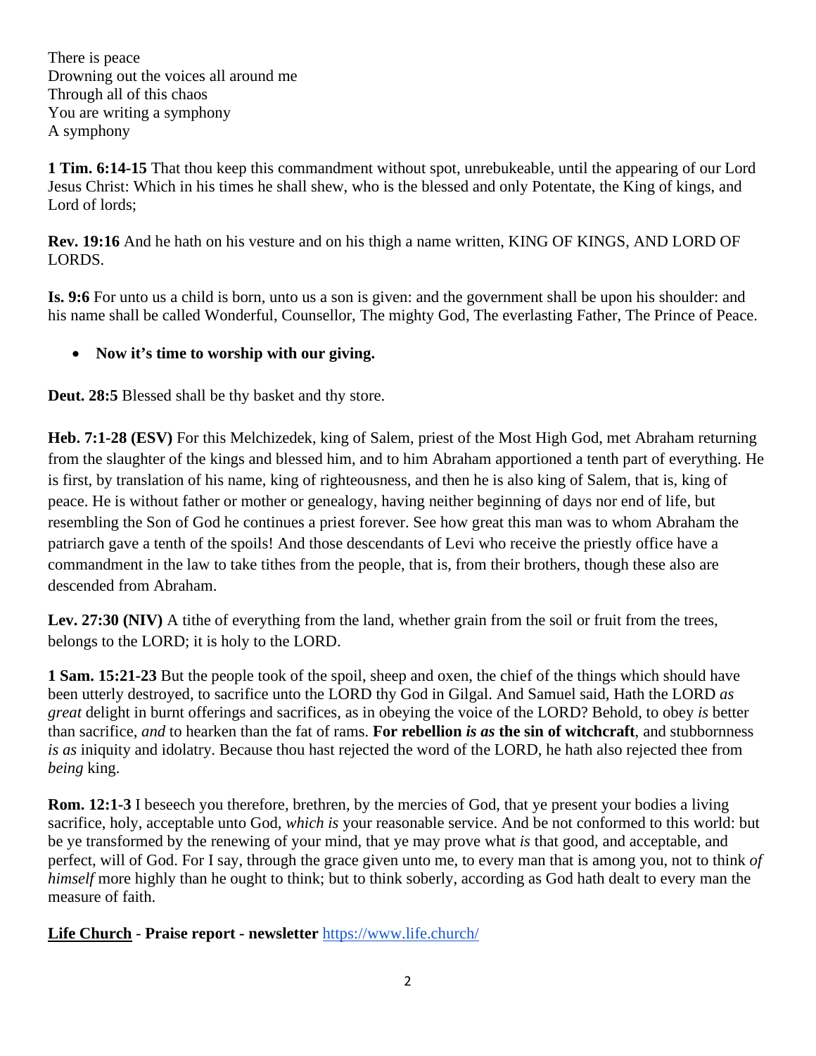There is peace
Drowning out the voices all around me
Through all of this chaos
You are writing a symphony
A symphony

**1 Tim. 6:14-15** That thou keep this commandment without spot, unrebukeable, until the appearing of our Lord Jesus Christ: Which in his times he shall shew, who is the blessed and only Potentate, the King of kings, and Lord of lords;

**Rev. 19:16** And he hath on his vesture and on his thigh a name written, KING OF KINGS, AND LORD OF LORDS.

**Is. 9:6** For unto us a child is born, unto us a son is given: and the government shall be upon his shoulder: and his name shall be called Wonderful, Counsellor, The mighty God, The everlasting Father, The Prince of Peace.

- **Now it's time to worship with our giving.**

**Deut. 28:5** Blessed shall be thy basket and thy store.

**Heb. 7:1-28 (ESV)** For this Melchizedek, king of Salem, priest of the Most High God, met Abraham returning from the slaughter of the kings and blessed him, and to him Abraham apportioned a tenth part of everything. He is first, by translation of his name, king of righteousness, and then he is also king of Salem, that is, king of peace. He is without father or mother or genealogy, having neither beginning of days nor end of life, but resembling the Son of God he continues a priest forever. See how great this man was to whom Abraham the patriarch gave a tenth of the spoils! And those descendants of Levi who receive the priestly office have a commandment in the law to take tithes from the people, that is, from their brothers, though these also are descended from Abraham.

**Lev. 27:30 (NIV)** A tithe of everything from the land, whether grain from the soil or fruit from the trees, belongs to the LORD; it is holy to the LORD.

**1 Sam. 15:21-23** But the people took of the spoil, sheep and oxen, the chief of the things which should have been utterly destroyed, to sacrifice unto the LORD thy God in Gilgal. And Samuel said, Hath the LORD *as great* delight in burnt offerings and sacrifices, as in obeying the voice of the LORD? Behold, to obey *is* better than sacrifice, *and* to hearken than the fat of rams. **For rebellion *is as* the sin of witchcraft**, and stubbornness *is as* iniquity and idolatry. Because thou hast rejected the word of the LORD, he hath also rejected thee from *being* king.

**Rom. 12:1-3** I beseech you therefore, brethren, by the mercies of God, that ye present your bodies a living sacrifice, holy, acceptable unto God, *which is* your reasonable service. And be not conformed to this world: but be ye transformed by the renewing of your mind, that ye may prove what *is* that good, and acceptable, and perfect, will of God. For I say, through the grace given unto me, to every man that is among you, not to think *of himself* more highly than he ought to think; but to think soberly, according as God hath dealt to every man the measure of faith.

**Life Church** - **Praise report - newsletter** [https://www.life.church/](https://www.life.church/)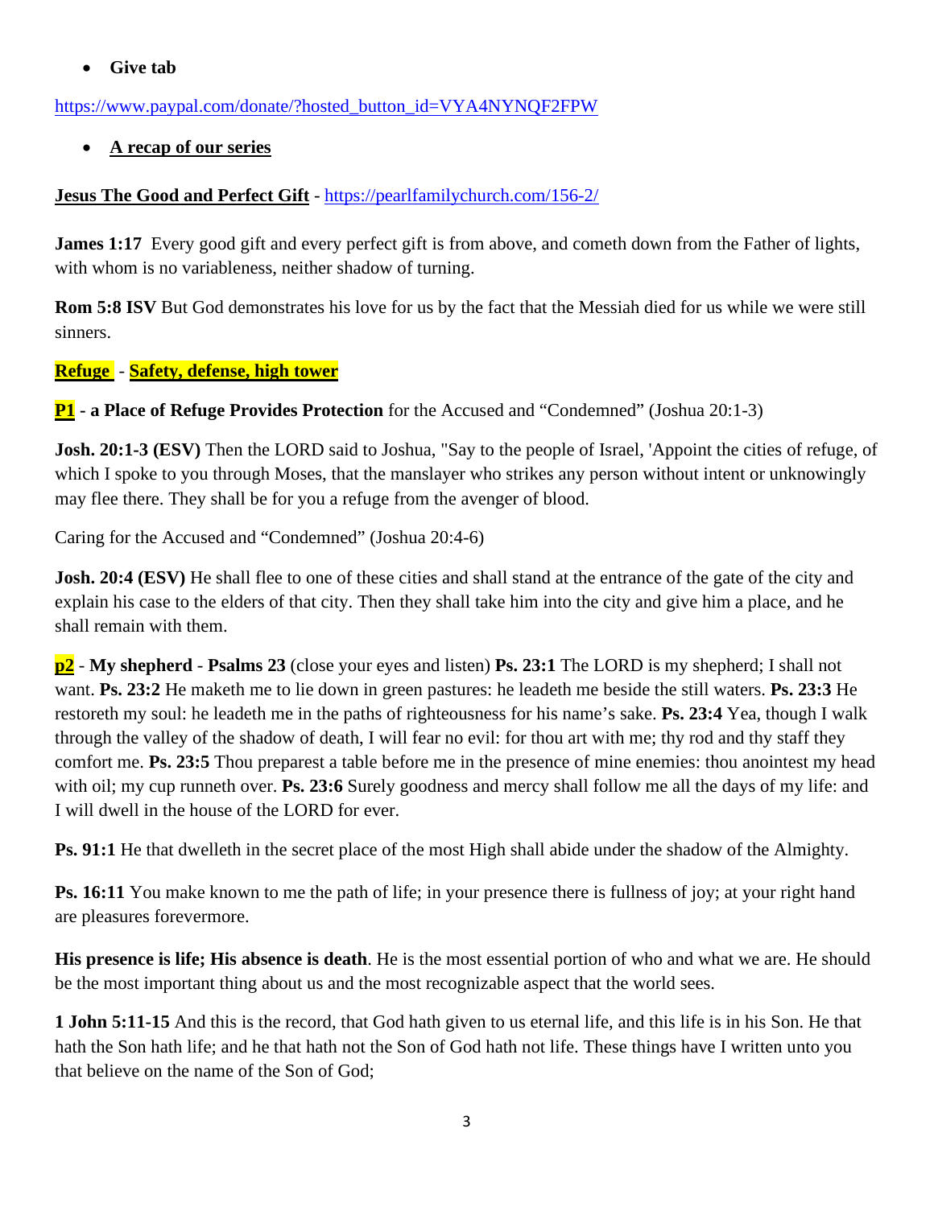- **Give tab**

https://www.paypal.com/donate/?hosted_button_id=VYA4NYNQF2FPW

- **A recap of our series**

**Jesus The Good and Perfect Gift** - https://pearlfamilychurch.com/156-2/

**James 1:17** Every good gift and every perfect gift is from above, and cometh down from the Father of lights, with whom is no variableness, neither shadow of turning.

**Rom 5:8 ISV** But God demonstrates his love for us by the fact that the Messiah died for us while we were still sinners.

**Refuge - Safety, defense, high tower**

**P1 - a Place of Refuge Provides Protection** for the Accused and "Condemned" (Joshua 20:1-3)

**Josh. 20:1-3 (ESV)** Then the LORD said to Joshua, "Say to the people of Israel, 'Appoint the cities of refuge, of which I spoke to you through Moses, that the manslayer who strikes any person without intent or unknowingly may flee there. They shall be for you a refuge from the avenger of blood.

Caring for the Accused and "Condemned" (Joshua 20:4-6)

**Josh. 20:4 (ESV)** He shall flee to one of these cities and shall stand at the entrance of the gate of the city and explain his case to the elders of that city. Then they shall take him into the city and give him a place, and he shall remain with them.

**p2** - **My shepherd** - **Psalms 23** (close your eyes and listen) **Ps. 23:1** The LORD is my shepherd; I shall not want. **Ps. 23:2** He maketh me to lie down in green pastures: he leadeth me beside the still waters. **Ps. 23:3** He restoreth my soul: he leadeth me in the paths of righteousness for his name's sake. **Ps. 23:4** Yea, though I walk through the valley of the shadow of death, I will fear no evil: for thou art with me; thy rod and thy staff they comfort me. **Ps. 23:5** Thou preparest a table before me in the presence of mine enemies: thou anointest my head with oil; my cup runneth over. **Ps. 23:6** Surely goodness and mercy shall follow me all the days of my life: and I will dwell in the house of the LORD for ever.

**Ps. 91:1** He that dwelleth in the secret place of the most High shall abide under the shadow of the Almighty.

**Ps. 16:11** You make known to me the path of life; in your presence there is fullness of joy; at your right hand are pleasures forevermore.

**His presence is life; His absence is death**. He is the most essential portion of who and what we are. He should be the most important thing about us and the most recognizable aspect that the world sees.

**1 John 5:11-15** And this is the record, that God hath given to us eternal life, and this life is in his Son. He that hath the Son hath life; and he that hath not the Son of God hath not life. These things have I written unto you that believe on the name of the Son of God;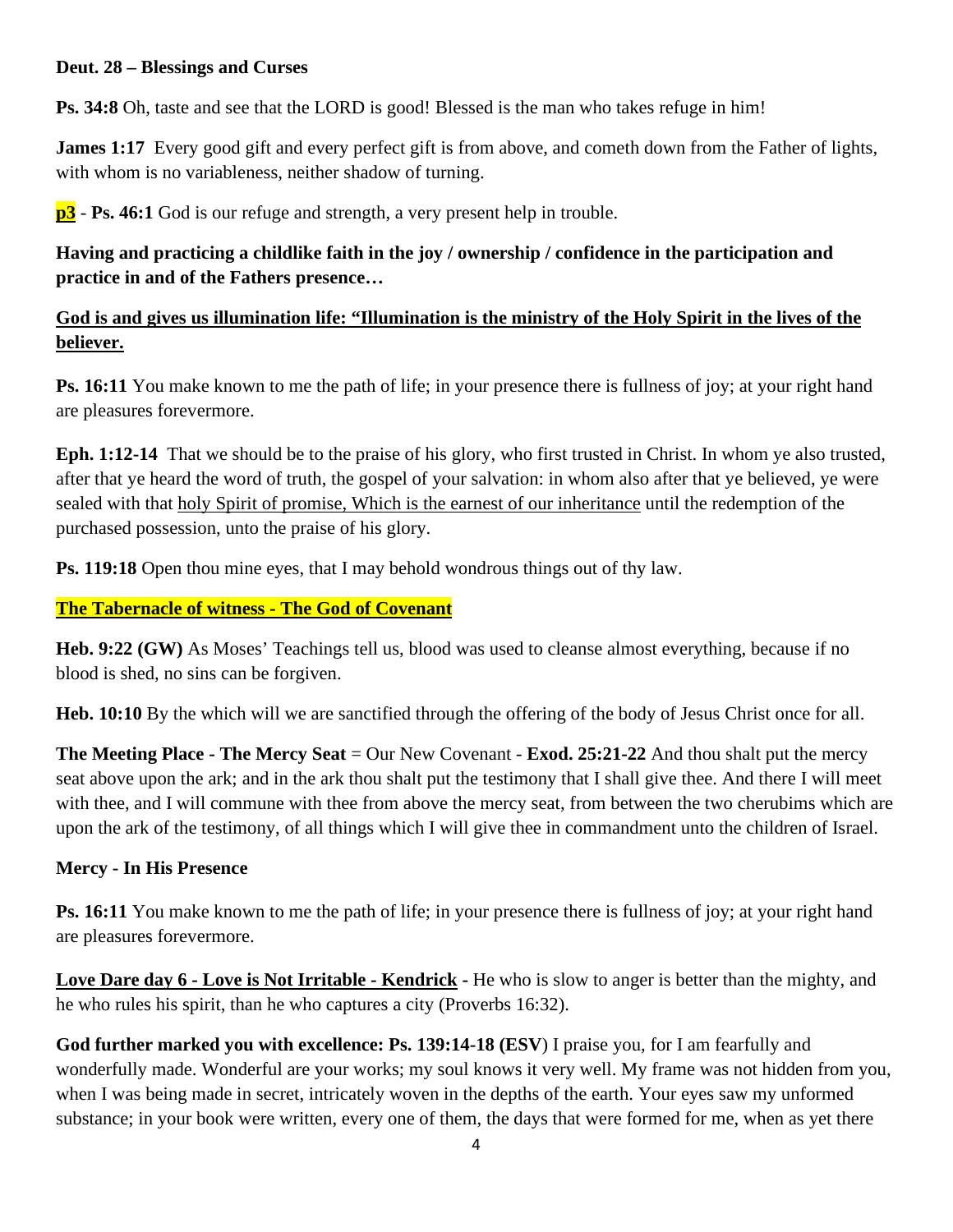**Deut. 28 – Blessings and Curses**

**Ps. 34:8** Oh, taste and see that the LORD is good! Blessed is the man who takes refuge in him!

**James 1:17** Every good gift and every perfect gift is from above, and cometh down from the Father of lights, with whom is no variableness, neither shadow of turning.

**p3** - **Ps. 46:1** God is our refuge and strength, a very present help in trouble.

**Having and practicing a childlike faith in the joy / ownership / confidence in the participation and practice in and of the Fathers presence…**

**<u>God is and gives us illumination life: “Illumination is the ministry of the Holy Spirit in the lives of the believer.</u>**

**Ps. 16:11** You make known to me the path of life; in your presence there is fullness of joy; at your right hand are pleasures forevermore.

**Eph. 1:12-14** That we should be to the praise of his glory, who first trusted in Christ. In whom ye also trusted, after that ye heard the word of truth, the gospel of your salvation: in whom also after that ye believed, ye were sealed with that <u>holy Spirit of promise, Which is the earnest of our inheritance</u> until the redemption of the purchased possession, unto the praise of his glory.

**Ps. 119:18** Open thou mine eyes, that I may behold wondrous things out of thy law.

**<u>The Tabernacle of witness - The God of Covenant</u>**

**Heb. 9:22 (GW)** As Moses’ Teachings tell us, blood was used to cleanse almost everything, because if no blood is shed, no sins can be forgiven.

**Heb. 10:10** By the which will we are sanctified through the offering of the body of Jesus Christ once for all.

**The Meeting Place - The Mercy Seat** = Our New Covenant - **Exod. 25:21-22** And thou shalt put the mercy seat above upon the ark; and in the ark thou shalt put the testimony that I shall give thee. And there I will meet with thee, and I will commune with thee from above the mercy seat, from between the two cherubims which are upon the ark of the testimony, of all things which I will give thee in commandment unto the children of Israel.

**Mercy - In His Presence**

**Ps. 16:11** You make known to me the path of life; in your presence there is fullness of joy; at your right hand are pleasures forevermore.

**<u>Love Dare day 6 - Love is Not Irritable - Kendrick</u>** - He who is slow to anger is better than the mighty, and he who rules his spirit, than he who captures a city (Proverbs 16:32).

**God further marked you with excellence: Ps. 139:14-18 (ESV**) I praise you, for I am fearfully and wonderfully made. Wonderful are your works; my soul knows it very well. My frame was not hidden from you, when I was being made in secret, intricately woven in the depths of the earth. Your eyes saw my unformed substance; in your book were written, every one of them, the days that were formed for me, when as yet there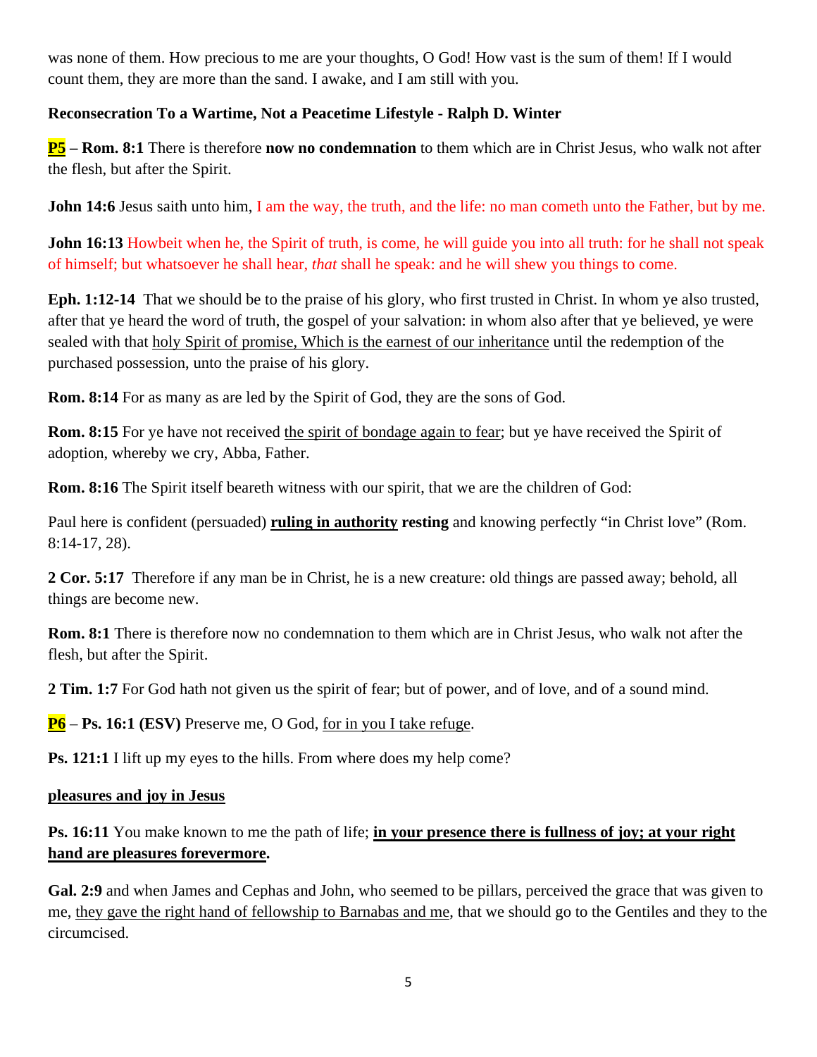was none of them. How precious to me are your thoughts, O God! How vast is the sum of them! If I would count them, they are more than the sand. I awake, and I am still with you.

**Reconsecration To a Wartime, Not a Peacetime Lifestyle - Ralph D. Winter**

**<u>P5</u> – Rom. 8:1** There is therefore **now no condemnation** to them which are in Christ Jesus, who walk not after the flesh, but after the Spirit.

**John 14:6** Jesus saith unto him, I am the way, the truth, and the life: no man cometh unto the Father, but by me.

**John 16:13** Howbeit when he, the Spirit of truth, is come, he will guide you into all truth: for he shall not speak of himself; but whatsoever he shall hear, *that* shall he speak: and he will shew you things to come.

**Eph. 1:12-14** That we should be to the praise of his glory, who first trusted in Christ. In whom ye also trusted, after that ye heard the word of truth, the gospel of your salvation: in whom also after that ye believed, ye were sealed with that <u>holy Spirit of promise, Which is the earnest of our inheritance</u> until the redemption of the purchased possession, unto the praise of his glory.

**Rom. 8:14** For as many as are led by the Spirit of God, they are the sons of God.

**Rom. 8:15** For ye have not received <u>the spirit of bondage again to fear</u>; but ye have received the Spirit of adoption, whereby we cry, Abba, Father.

**Rom. 8:16** The Spirit itself beareth witness with our spirit, that we are the children of God:

Paul here is confident (persuaded) **<u>ruling in authority</u> resting** and knowing perfectly "in Christ love" (Rom. 8:14-17, 28).

**2 Cor. 5:17** Therefore if any man be in Christ, he is a new creature: old things are passed away; behold, all things are become new.

**Rom. 8:1** There is therefore now no condemnation to them which are in Christ Jesus, who walk not after the flesh, but after the Spirit.

**2 Tim. 1:7** For God hath not given us the spirit of fear; but of power, and of love, and of a sound mind.

**<u>P6</u>** – **Ps. 16:1 (ESV)** Preserve me, O God, <u>for in you I take refuge</u>.

**Ps. 121:1** I lift up my eyes to the hills. From where does my help come?

**<u>pleasures and joy in Jesus</u>**

**Ps. 16:11** You make known to me the path of life; **<u>in your presence there is fullness of joy; at your right hand are pleasures forevermore</u>.**

**Gal. 2:9** and when James and Cephas and John, who seemed to be pillars, perceived the grace that was given to me, <u>they gave the right hand of fellowship to Barnabas and me</u>, that we should go to the Gentiles and they to the circumcised.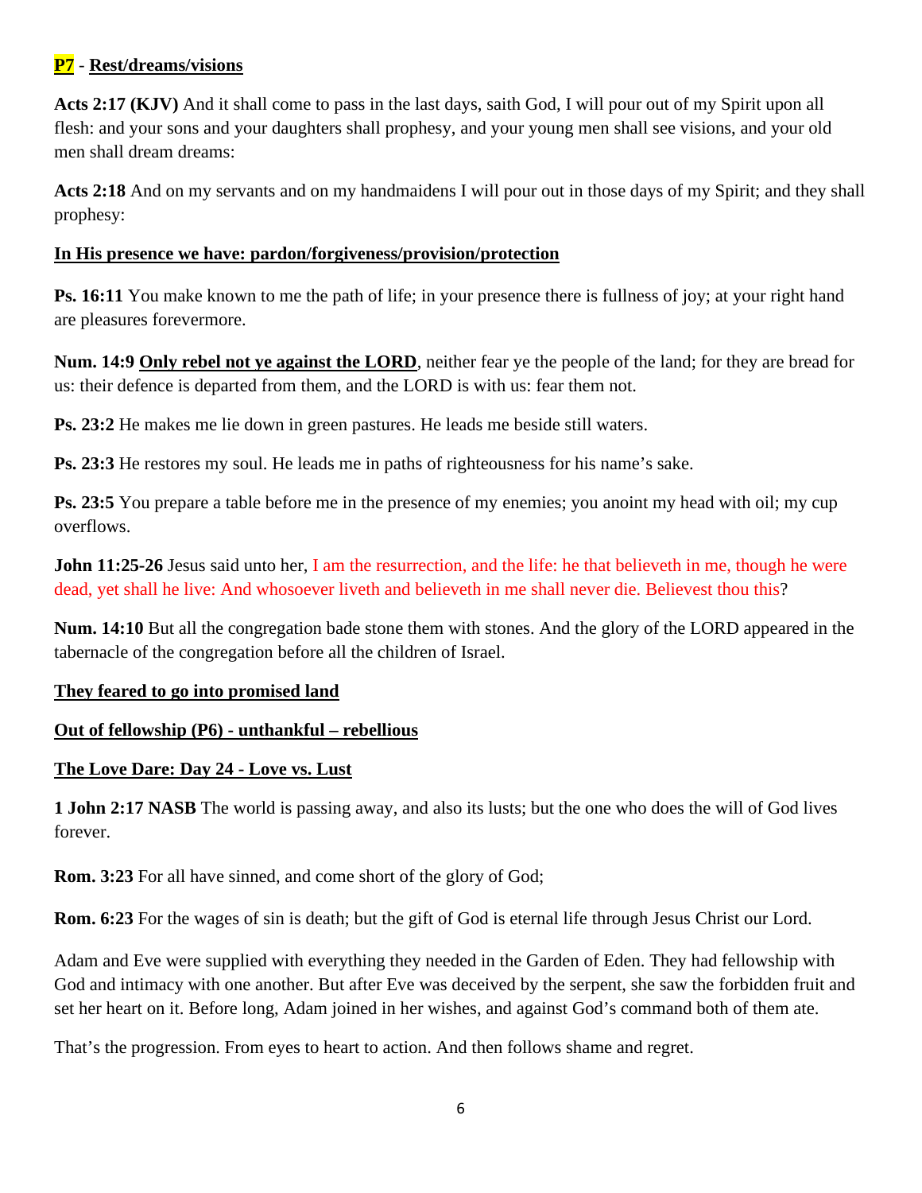**P7** - **Rest/dreams/visions**

**Acts 2:17 (KJV)** And it shall come to pass in the last days, saith God, I will pour out of my Spirit upon all flesh: and your sons and your daughters shall prophesy, and your young men shall see visions, and your old men shall dream dreams:

**Acts 2:18** And on my servants and on my handmaidens I will pour out in those days of my Spirit; and they shall prophesy:

**In His presence we have: pardon/forgiveness/provision/protection**

**Ps. 16:11** You make known to me the path of life; in your presence there is fullness of joy; at your right hand are pleasures forevermore.

**Num. 14:9** **Only rebel not ye against the LORD**, neither fear ye the people of the land; for they are bread for us: their defence is departed from them, and the LORD is with us: fear them not.

**Ps. 23:2** He makes me lie down in green pastures. He leads me beside still waters.

**Ps. 23:3** He restores my soul. He leads me in paths of righteousness for his name's sake.

**Ps. 23:5** You prepare a table before me in the presence of my enemies; you anoint my head with oil; my cup overflows.

**John 11:25-26** Jesus said unto her, I am the resurrection, and the life: he that believeth in me, though he were dead, yet shall he live: And whosoever liveth and believeth in me shall never die. Believest thou this?

**Num. 14:10** But all the congregation bade stone them with stones. And the glory of the LORD appeared in the tabernacle of the congregation before all the children of Israel.

**They feared to go into promised land**

**Out of fellowship (P6) - unthankful – rebellious**

**The Love Dare: Day 24 - Love vs. Lust**

**1 John 2:17 NASB** The world is passing away, and also its lusts; but the one who does the will of God lives forever.

**Rom. 3:23** For all have sinned, and come short of the glory of God;

**Rom. 6:23** For the wages of sin is death; but the gift of God is eternal life through Jesus Christ our Lord.

Adam and Eve were supplied with everything they needed in the Garden of Eden. They had fellowship with God and intimacy with one another. But after Eve was deceived by the serpent, she saw the forbidden fruit and set her heart on it. Before long, Adam joined in her wishes, and against God's command both of them ate.

That's the progression. From eyes to heart to action. And then follows shame and regret.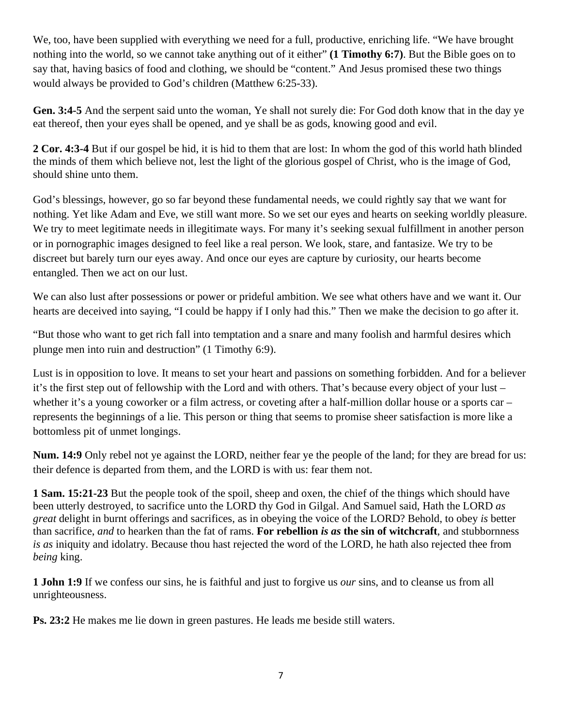We, too, have been supplied with everything we need for a full, productive, enriching life. “We have brought nothing into the world, so we cannot take anything out of it either” **(1 Timothy 6:7)**. But the Bible goes on to say that, having basics of food and clothing, we should be “content.” And Jesus promised these two things would always be provided to God’s children (Matthew 6:25-33).

**Gen. 3:4-5** And the serpent said unto the woman, Ye shall not surely die: For God doth know that in the day ye eat thereof, then your eyes shall be opened, and ye shall be as gods, knowing good and evil.

**2 Cor. 4:3-4** But if our gospel be hid, it is hid to them that are lost: In whom the god of this world hath blinded the minds of them which believe not, lest the light of the glorious gospel of Christ, who is the image of God, should shine unto them.

God’s blessings, however, go so far beyond these fundamental needs, we could rightly say that we want for nothing. Yet like Adam and Eve, we still want more. So we set our eyes and hearts on seeking worldly pleasure. We try to meet legitimate needs in illegitimate ways. For many it’s seeking sexual fulfillment in another person or in pornographic images designed to feel like a real person. We look, stare, and fantasize. We try to be discreet but barely turn our eyes away. And once our eyes are capture by curiosity, our hearts become entangled. Then we act on our lust.

We can also lust after possessions or power or prideful ambition. We see what others have and we want it. Our hearts are deceived into saying, “I could be happy if I only had this.” Then we make the decision to go after it.

“But those who want to get rich fall into temptation and a snare and many foolish and harmful desires which plunge men into ruin and destruction” (1 Timothy 6:9).

Lust is in opposition to love. It means to set your heart and passions on something forbidden. And for a believer it’s the first step out of fellowship with the Lord and with others. That’s because every object of your lust – whether it’s a young coworker or a film actress, or coveting after a half-million dollar house or a sports car – represents the beginnings of a lie. This person or thing that seems to promise sheer satisfaction is more like a bottomless pit of unmet longings.

**Num. 14:9** Only rebel not ye against the LORD, neither fear ye the people of the land; for they are bread for us: their defence is departed from them, and the LORD is with us: fear them not.

**1 Sam. 15:21-23** But the people took of the spoil, sheep and oxen, the chief of the things which should have been utterly destroyed, to sacrifice unto the LORD thy God in Gilgal. And Samuel said, Hath the LORD *as great* delight in burnt offerings and sacrifices, as in obeying the voice of the LORD? Behold, to obey *is* better than sacrifice, *and* to hearken than the fat of rams. **For rebellion *is as* the sin of witchcraft**, and stubbornness *is as* iniquity and idolatry. Because thou hast rejected the word of the LORD, he hath also rejected thee from *being* king.

**1 John 1:9** If we confess our sins, he is faithful and just to forgive us *our* sins, and to cleanse us from all unrighteousness.

**Ps. 23:2** He makes me lie down in green pastures. He leads me beside still waters.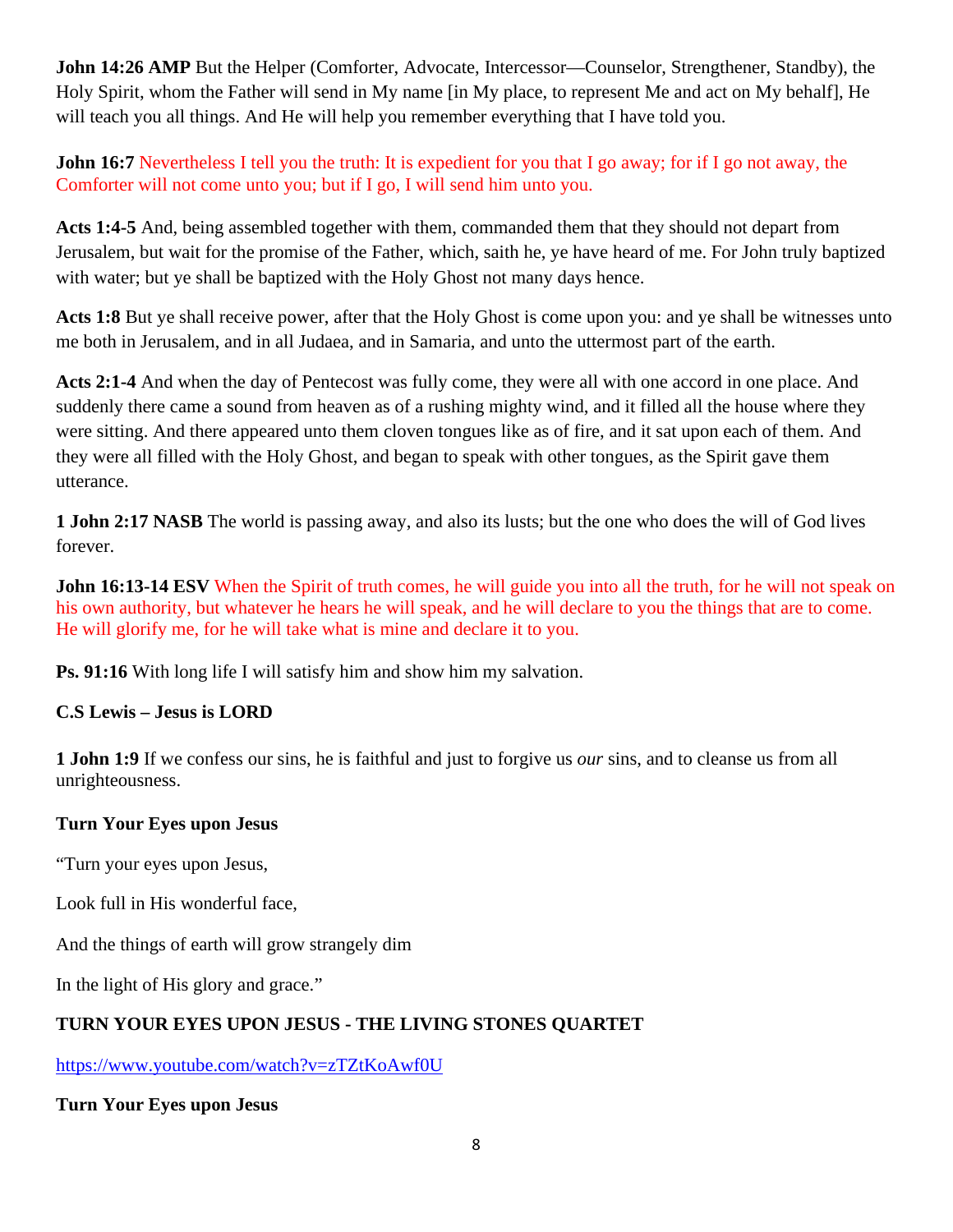**John 14:26 AMP** But the Helper (Comforter, Advocate, Intercessor—Counselor, Strengthener, Standby), the Holy Spirit, whom the Father will send in My name [in My place, to represent Me and act on My behalf], He will teach you all things. And He will help you remember everything that I have told you.

**John 16:7** Nevertheless I tell you the truth: It is expedient for you that I go away; for if I go not away, the Comforter will not come unto you; but if I go, I will send him unto you.

**Acts 1:4-5** And, being assembled together with them, commanded them that they should not depart from Jerusalem, but wait for the promise of the Father, which, saith he, ye have heard of me. For John truly baptized with water; but ye shall be baptized with the Holy Ghost not many days hence.

**Acts 1:8** But ye shall receive power, after that the Holy Ghost is come upon you: and ye shall be witnesses unto me both in Jerusalem, and in all Judaea, and in Samaria, and unto the uttermost part of the earth.

**Acts 2:1-4** And when the day of Pentecost was fully come, they were all with one accord in one place. And suddenly there came a sound from heaven as of a rushing mighty wind, and it filled all the house where they were sitting. And there appeared unto them cloven tongues like as of fire, and it sat upon each of them. And they were all filled with the Holy Ghost, and began to speak with other tongues, as the Spirit gave them utterance.

**1 John 2:17 NASB** The world is passing away, and also its lusts; but the one who does the will of God lives forever.

**John 16:13-14 ESV** When the Spirit of truth comes, he will guide you into all the truth, for he will not speak on his own authority, but whatever he hears he will speak, and he will declare to you the things that are to come. He will glorify me, for he will take what is mine and declare it to you.

**Ps. 91:16** With long life I will satisfy him and show him my salvation.

**C.S Lewis – Jesus is LORD**

**1 John 1:9** If we confess our sins, he is faithful and just to forgive us *our* sins, and to cleanse us from all unrighteousness.

**Turn Your Eyes upon Jesus**

“Turn your eyes upon Jesus,

Look full in His wonderful face,

And the things of earth will grow strangely dim

In the light of His glory and grace.”

**TURN YOUR EYES UPON JESUS - THE LIVING STONES QUARTET**

https://www.youtube.com/watch?v=zTZtKoAwf0U

**Turn Your Eyes upon Jesus**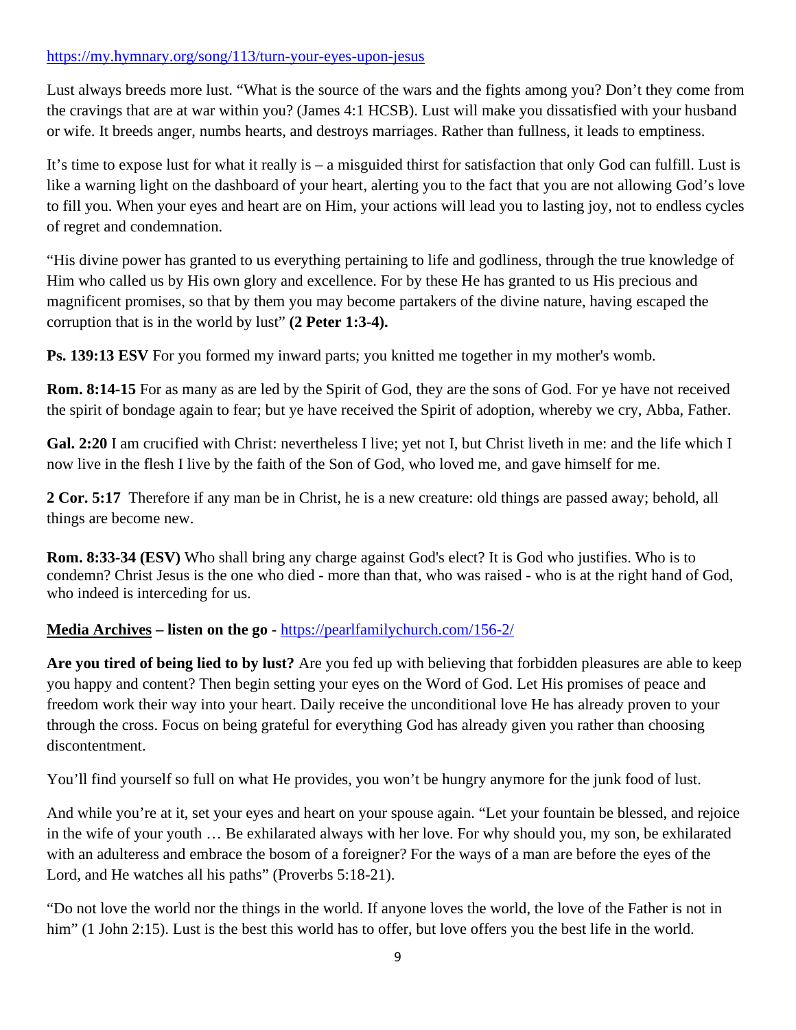https://my.hymnary.org/song/113/turn-your-eyes-upon-jesus

Lust always breeds more lust. "What is the source of the wars and the fights among you? Don't they come from the cravings that are at war within you? (James 4:1 HCSB). Lust will make you dissatisfied with your husband or wife. It breeds anger, numbs hearts, and destroys marriages. Rather than fullness, it leads to emptiness.

It's time to expose lust for what it really is – a misguided thirst for satisfaction that only God can fulfill. Lust is like a warning light on the dashboard of your heart, alerting you to the fact that you are not allowing God's love to fill you. When your eyes and heart are on Him, your actions will lead you to lasting joy, not to endless cycles of regret and condemnation.

"His divine power has granted to us everything pertaining to life and godliness, through the true knowledge of Him who called us by His own glory and excellence. For by these He has granted to us His precious and magnificent promises, so that by them you may become partakers of the divine nature, having escaped the corruption that is in the world by lust" **(2 Peter 1:3-4).**

**Ps. 139:13 ESV** For you formed my inward parts; you knitted me together in my mother's womb.

**Rom. 8:14-15** For as many as are led by the Spirit of God, they are the sons of God. For ye have not received the spirit of bondage again to fear; but ye have received the Spirit of adoption, whereby we cry, Abba, Father.

**Gal. 2:20** I am crucified with Christ: nevertheless I live; yet not I, but Christ liveth in me: and the life which I now live in the flesh I live by the faith of the Son of God, who loved me, and gave himself for me.

**2 Cor. 5:17** Therefore if any man be in Christ, he is a new creature: old things are passed away; behold, all things are become new.

**Rom. 8:33-34 (ESV)** Who shall bring any charge against God's elect? It is God who justifies. Who is to condemn? Christ Jesus is the one who died - more than that, who was raised - who is at the right hand of God, who indeed is interceding for us.

**Media Archives – listen on the go -** https://pearlfamilychurch.com/156-2/

**Are you tired of being lied to by lust?** Are you fed up with believing that forbidden pleasures are able to keep you happy and content? Then begin setting your eyes on the Word of God. Let His promises of peace and freedom work their way into your heart. Daily receive the unconditional love He has already proven to your through the cross. Focus on being grateful for everything God has already given you rather than choosing discontentment.

You'll find yourself so full on what He provides, you won't be hungry anymore for the junk food of lust.

And while you're at it, set your eyes and heart on your spouse again. "Let your fountain be blessed, and rejoice in the wife of your youth … Be exhilarated always with her love. For why should you, my son, be exhilarated with an adulteress and embrace the bosom of a foreigner? For the ways of a man are before the eyes of the Lord, and He watches all his paths" (Proverbs 5:18-21).

"Do not love the world nor the things in the world. If anyone loves the world, the love of the Father is not in him" (1 John 2:15). Lust is the best this world has to offer, but love offers you the best life in the world.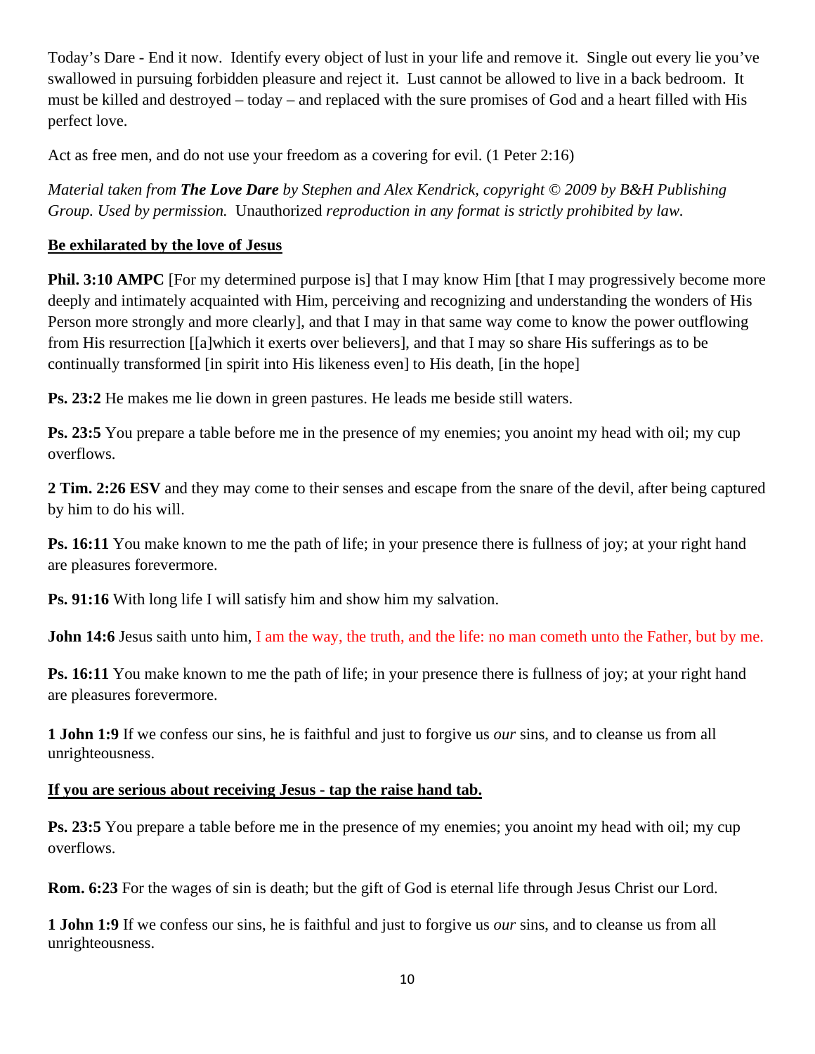Today's Dare - End it now. Identify every object of lust in your life and remove it. Single out every lie you've swallowed in pursuing forbidden pleasure and reject it. Lust cannot be allowed to live in a back bedroom. It must be killed and destroyed – today – and replaced with the sure promises of God and a heart filled with His perfect love.

Act as free men, and do not use your freedom as a covering for evil. (1 Peter 2:16)

*Material taken from **The Love Dare** by Stephen and Alex Kendrick, copyright © 2009 by B&H Publishing Group. Used by permission.* Unauthorized *reproduction in any format is strictly prohibited by law.*

**Be exhilarated by the love of Jesus**

**Phil. 3:10 AMPC** [For my determined purpose is] that I may know Him [that I may progressively become more deeply and intimately acquainted with Him, perceiving and recognizing and understanding the wonders of His Person more strongly and more clearly], and that I may in that same way come to know the power outflowing from His resurrection [[a]which it exerts over believers], and that I may so share His sufferings as to be continually transformed [in spirit into His likeness even] to His death, [in the hope]

**Ps. 23:2** He makes me lie down in green pastures. He leads me beside still waters.

**Ps. 23:5** You prepare a table before me in the presence of my enemies; you anoint my head with oil; my cup overflows.

**2 Tim. 2:26 ESV** and they may come to their senses and escape from the snare of the devil, after being captured by him to do his will.

**Ps. 16:11** You make known to me the path of life; in your presence there is fullness of joy; at your right hand are pleasures forevermore.

**Ps. 91:16** With long life I will satisfy him and show him my salvation.

**John 14:6** Jesus saith unto him, I am the way, the truth, and the life: no man cometh unto the Father, but by me.

**Ps. 16:11** You make known to me the path of life; in your presence there is fullness of joy; at your right hand are pleasures forevermore.

**1 John 1:9** If we confess our sins, he is faithful and just to forgive us *our* sins, and to cleanse us from all unrighteousness.

**If you are serious about receiving Jesus - tap the raise hand tab.**

**Ps. 23:5** You prepare a table before me in the presence of my enemies; you anoint my head with oil; my cup overflows.

**Rom. 6:23** For the wages of sin is death; but the gift of God is eternal life through Jesus Christ our Lord.

**1 John 1:9** If we confess our sins, he is faithful and just to forgive us *our* sins, and to cleanse us from all unrighteousness.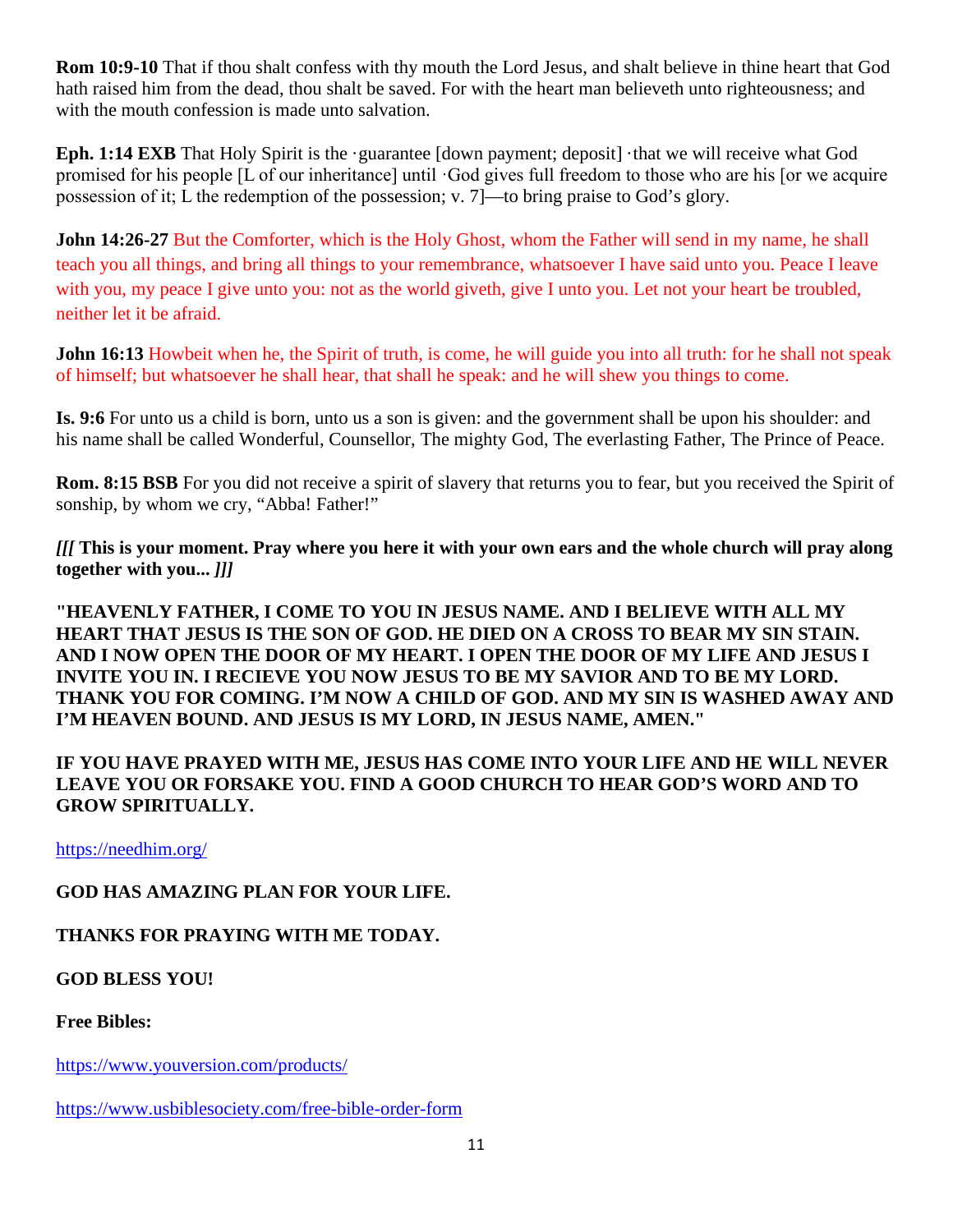**Rom 10:9-10** That if thou shalt confess with thy mouth the Lord Jesus, and shalt believe in thine heart that God hath raised him from the dead, thou shalt be saved. For with the heart man believeth unto righteousness; and with the mouth confession is made unto salvation.

**Eph. 1:14 EXB** That Holy Spirit is the ·guarantee [down payment; deposit] ·that we will receive what God promised for his people [L of our inheritance] until ·God gives full freedom to those who are his [or we acquire possession of it; L the redemption of the possession; v. 7]—to bring praise to God's glory.

**John 14:26-27** But the Comforter, which is the Holy Ghost, whom the Father will send in my name, he shall teach you all things, and bring all things to your remembrance, whatsoever I have said unto you. Peace I leave with you, my peace I give unto you: not as the world giveth, give I unto you. Let not your heart be troubled, neither let it be afraid.

**John 16:13** Howbeit when he, the Spirit of truth, is come, he will guide you into all truth: for he shall not speak of himself; but whatsoever he shall hear, that shall he speak: and he will shew you things to come.

**Is. 9:6** For unto us a child is born, unto us a son is given: and the government shall be upon his shoulder: and his name shall be called Wonderful, Counsellor, The mighty God, The everlasting Father, The Prince of Peace.

**Rom. 8:15 BSB** For you did not receive a spirit of slavery that returns you to fear, but you received the Spirit of sonship, by whom we cry, "Abba! Father!"

***[[[* This is your moment. Pray where you here it with your own ears and the whole church will pray along together with you... *]]]***

**"HEAVENLY FATHER, I COME TO YOU IN JESUS NAME. AND I BELIEVE WITH ALL MY HEART THAT JESUS IS THE SON OF GOD. HE DIED ON A CROSS TO BEAR MY SIN STAIN. AND I NOW OPEN THE DOOR OF MY HEART. I OPEN THE DOOR OF MY LIFE AND JESUS I INVITE YOU IN. I RECIEVE YOU NOW JESUS TO BE MY SAVIOR AND TO BE MY LORD. THANK YOU FOR COMING. I'M NOW A CHILD OF GOD. AND MY SIN IS WASHED AWAY AND I'M HEAVEN BOUND. AND JESUS IS MY LORD, IN JESUS NAME, AMEN."**

**IF YOU HAVE PRAYED WITH ME, JESUS HAS COME INTO YOUR LIFE AND HE WILL NEVER LEAVE YOU OR FORSAKE YOU. FIND A GOOD CHURCH TO HEAR GOD'S WORD AND TO GROW SPIRITUALLY.**

https://needhim.org/

**GOD HAS AMAZING PLAN FOR YOUR LIFE.**

**THANKS FOR PRAYING WITH ME TODAY.**

**GOD BLESS YOU!**

**Free Bibles:**

https://www.youversion.com/products/

https://www.usbiblesociety.com/free-bible-order-form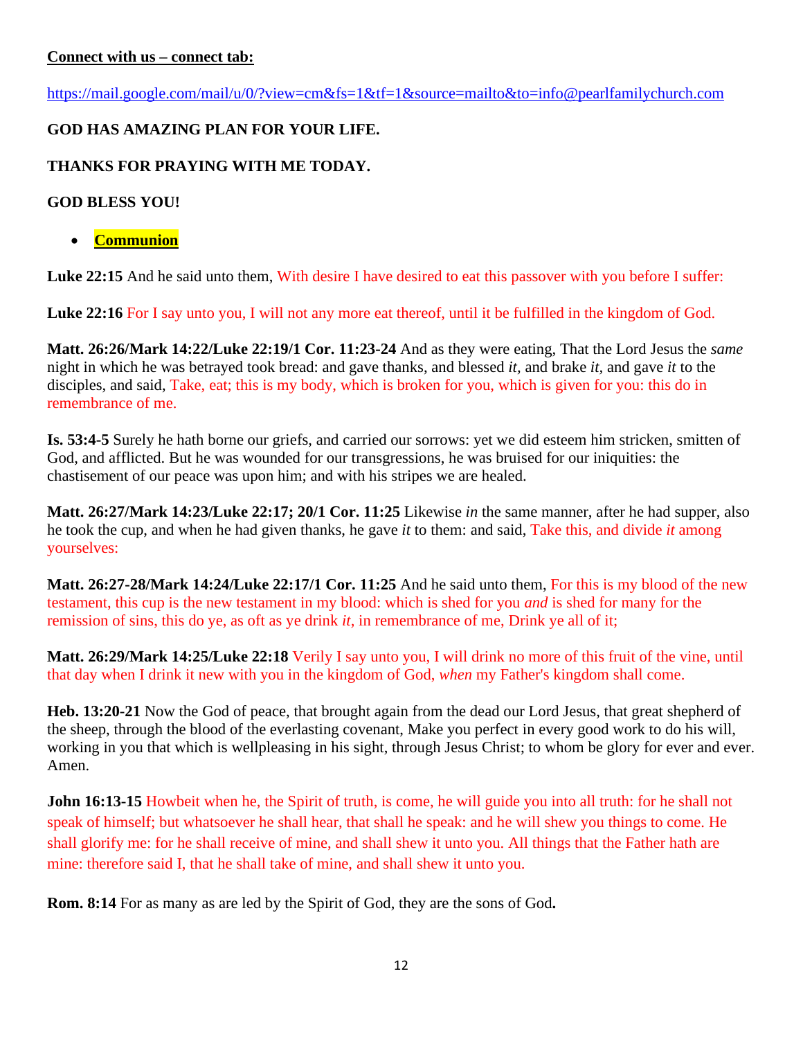**Connect with us – connect tab:**

https://mail.google.com/mail/u/0/?view=cm&fs=1&tf=1&source=mailto&to=info@pearlfamilychurch.com

**GOD HAS AMAZING PLAN FOR YOUR LIFE.**

**THANKS FOR PRAYING WITH ME TODAY.**

**GOD BLESS YOU!**

- **Communion**

**Luke 22:15** And he said unto them, With desire I have desired to eat this passover with you before I suffer:

**Luke 22:16** For I say unto you, I will not any more eat thereof, until it be fulfilled in the kingdom of God.

**Matt. 26:26/Mark 14:22/Luke 22:19/1 Cor. 11:23-24** And as they were eating, That the Lord Jesus the *same* night in which he was betrayed took bread: and gave thanks, and blessed *it,* and brake *it,* and gave *it* to the disciples, and said, Take, eat; this is my body, which is broken for you, which is given for you: this do in remembrance of me.

**Is. 53:4-5** Surely he hath borne our griefs, and carried our sorrows: yet we did esteem him stricken, smitten of God, and afflicted. But he was wounded for our transgressions, he was bruised for our iniquities: the chastisement of our peace was upon him; and with his stripes we are healed.

**Matt. 26:27/Mark 14:23/Luke 22:17; 20/1 Cor. 11:25** Likewise *in* the same manner, after he had supper, also he took the cup, and when he had given thanks, he gave *it* to them: and said, Take this, and divide *it* among yourselves:

**Matt. 26:27-28/Mark 14:24/Luke 22:17/1 Cor. 11:25** And he said unto them, For this is my blood of the new testament, this cup is the new testament in my blood: which is shed for you *and* is shed for many for the remission of sins, this do ye, as oft as ye drink *it,* in remembrance of me, Drink ye all of it;

**Matt. 26:29/Mark 14:25/Luke 22:18** Verily I say unto you, I will drink no more of this fruit of the vine, until that day when I drink it new with you in the kingdom of God, *when* my Father's kingdom shall come.

**Heb. 13:20-21** Now the God of peace, that brought again from the dead our Lord Jesus, that great shepherd of the sheep, through the blood of the everlasting covenant, Make you perfect in every good work to do his will, working in you that which is wellpleasing in his sight, through Jesus Christ; to whom be glory for ever and ever. Amen.

**John 16:13-15** Howbeit when he, the Spirit of truth, is come, he will guide you into all truth: for he shall not speak of himself; but whatsoever he shall hear, that shall he speak: and he will shew you things to come. He shall glorify me: for he shall receive of mine, and shall shew it unto you. All things that the Father hath are mine: therefore said I, that he shall take of mine, and shall shew it unto you.

**Rom. 8:14** For as many as are led by the Spirit of God, they are the sons of God**.**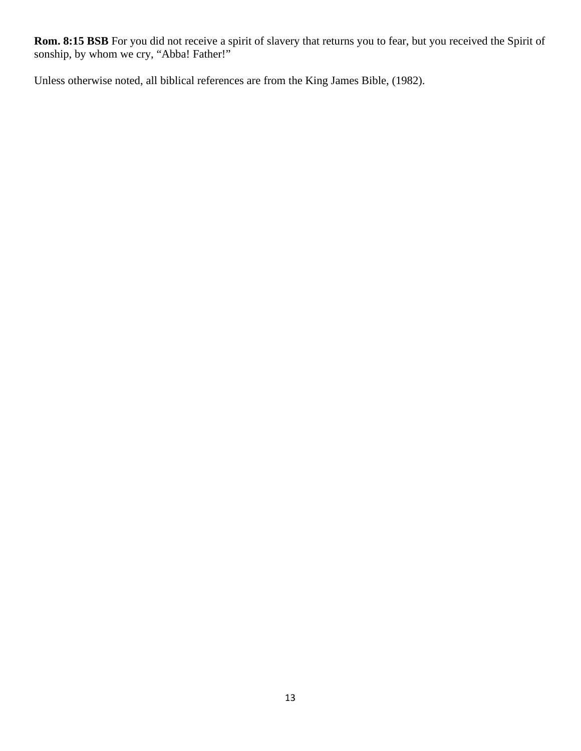**Rom. 8:15 BSB** For you did not receive a spirit of slavery that returns you to fear, but you received the Spirit of sonship, by whom we cry, “Abba! Father!”

Unless otherwise noted, all biblical references are from the King James Bible, (1982).